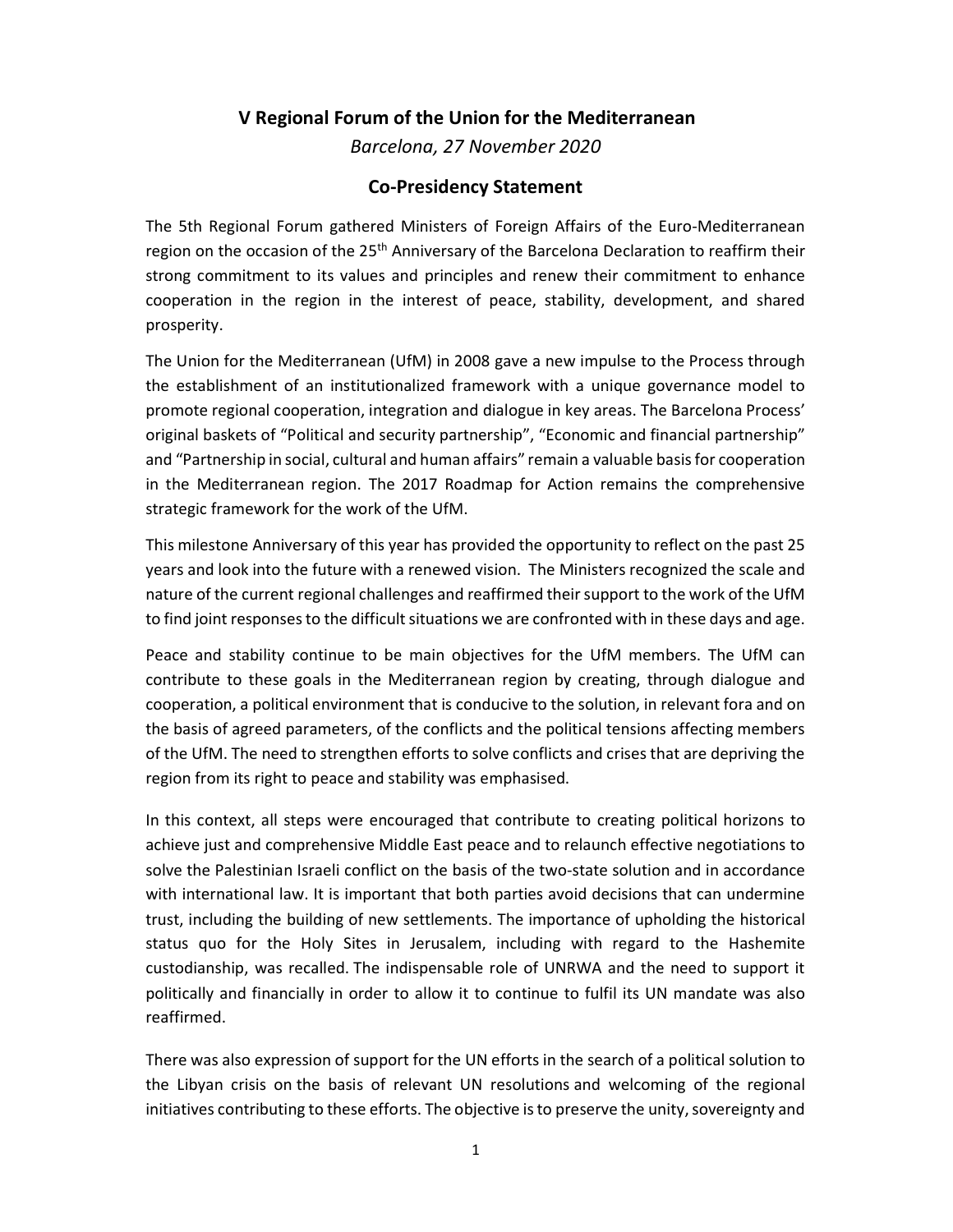# V Regional Forum of the Union for the Mediterranean

*Barcelona, 27 November 2020*

## Co-Presidency Statement

The 5th Regional Forum gathered Ministers of Foreign Affairs of the Euro-Mediterranean region on the occasion of the 25th Anniversary of the Barcelona Declaration to reaffirm their strong commitment to its values and principles and renew their commitment to enhance cooperation in the region in the interest of peace, stability, development, and shared prosperity.

The Union for the Mediterranean (UfM) in 2008 gave a new impulse to the Process through the establishment of an institutionalized framework with a unique governance model to promote regional cooperation, integration and dialogue in key areas. The Barcelona Process' original baskets of "Political and security partnership", "Economic and financial partnership" and "Partnership in social, cultural and human affairs" remain a valuable basis for cooperation in the Mediterranean region. The 2017 Roadmap for Action remains the comprehensive strategic framework for the work of the UfM.

This milestone Anniversary of this year has provided the opportunity to reflect on the past 25 years and look into the future with a renewed vision. The Ministers recognized the scale and nature of the current regional challenges and reaffirmed their support to the work of the UfM to find joint responses to the difficult situations we are confronted with in these days and age.

Peace and stability continue to be main objectives for the UfM members. The UfM can contribute to these goals in the Mediterranean region by creating, through dialogue and cooperation, a political environment that is conducive to the solution, in relevant fora and on the basis of agreed parameters, of the conflicts and the political tensions affecting members of the UfM. The need to strengthen efforts to solve conflicts and crises that are depriving the region from its right to peace and stability was emphasised.

In this context, all steps were encouraged that contribute to creating political horizons to achieve just and comprehensive Middle East peace and to relaunch effective negotiations to solve the Palestinian Israeli conflict on the basis of the two-state solution and in accordance with international law. It is important that both parties avoid decisions that can undermine trust, including the building of new settlements. The importance of upholding the historical status quo for the Holy Sites in Jerusalem, including with regard to the Hashemite custodianship, was recalled. The indispensable role of UNRWA and the need to support it politically and financially in order to allow it to continue to fulfil its UN mandate was also reaffirmed.

There was also expression of support for the UN efforts in the search of a political solution to the Libyan crisis on the basis of relevant UN resolutions and welcoming of the regional initiatives contributing to these efforts. The objective is to preserve the unity, sovereignty and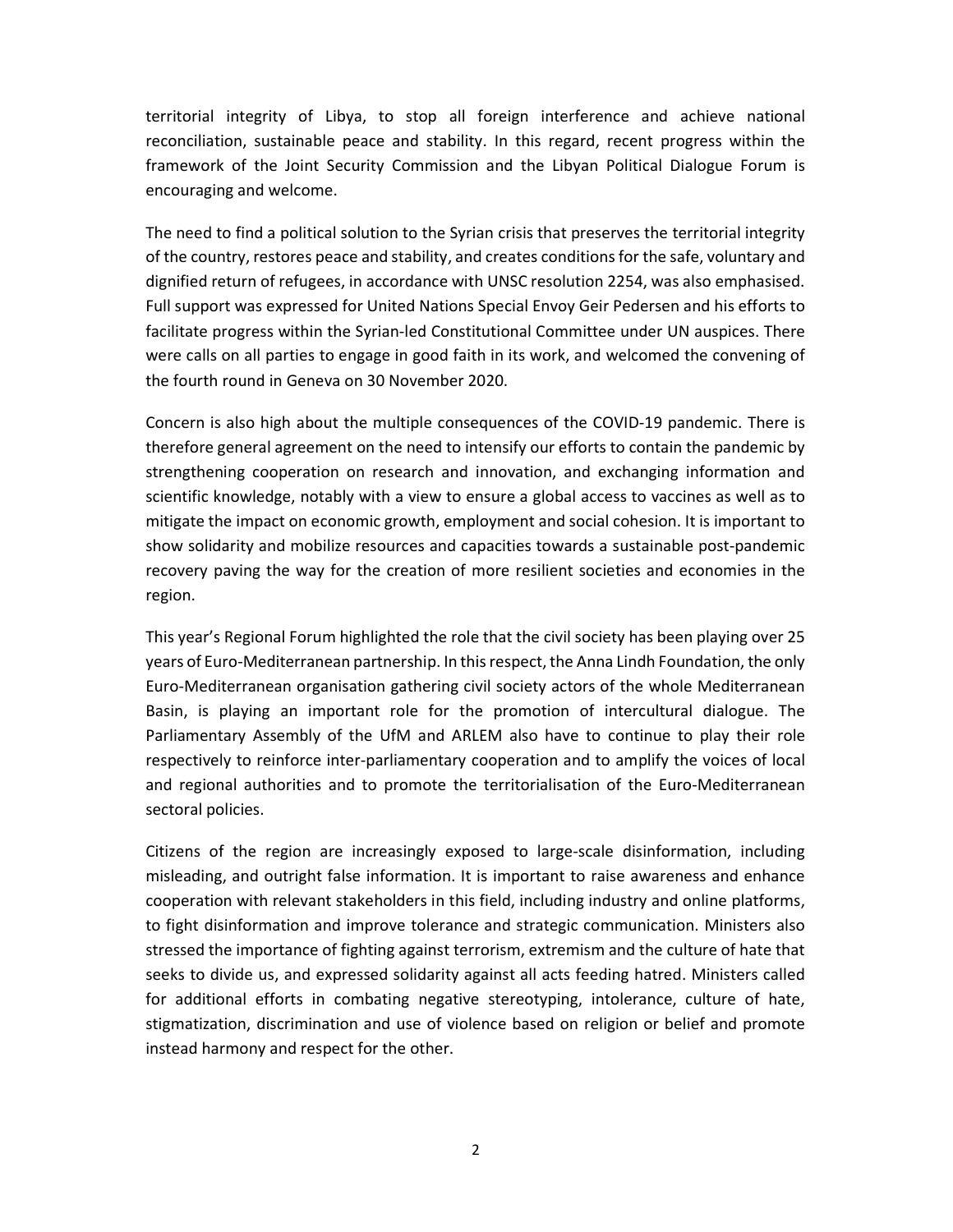territorial integrity of Libya, to stop all foreign interference and achieve national reconciliation, sustainable peace and stability. In this regard, recent progress within the framework of the Joint Security Commission and the Libyan Political Dialogue Forum is encouraging and welcome.

The need to find a political solution to the Syrian crisis that preserves the territorial integrity of the country, restores peace and stability, and creates conditions for the safe, voluntary and dignified return of refugees, in accordance with UNSC resolution 2254, was also emphasised. Full support was expressed for United Nations Special Envoy Geir Pedersen and his efforts to facilitate progress within the Syrian-led Constitutional Committee under UN auspices. There were calls on all parties to engage in good faith in its work, and welcomed the convening of the fourth round in Geneva on 30 November 2020.

Concern is also high about the multiple consequences of the COVID-19 pandemic. There is therefore general agreement on the need to intensify our efforts to contain the pandemic by strengthening cooperation on research and innovation, and exchanging information and scientific knowledge, notably with a view to ensure a global access to vaccines as well as to mitigate the impact on economic growth, employment and social cohesion. It is important to show solidarity and mobilize resources and capacities towards a sustainable post-pandemic recovery paving the way for the creation of more resilient societies and economies in the region.

This year's Regional Forum highlighted the role that the civil society has been playing over 25 years of Euro-Mediterranean partnership. In this respect, the Anna Lindh Foundation, the only Euro-Mediterranean organisation gathering civil society actors of the whole Mediterranean Basin, is playing an important role for the promotion of intercultural dialogue. The Parliamentary Assembly of the UfM and ARLEM also have to continue to play their role respectively to reinforce inter-parliamentary cooperation and to amplify the voices of local and regional authorities and to promote the territorialisation of the Euro-Mediterranean sectoral policies.

Citizens of the region are increasingly exposed to large-scale disinformation, including misleading, and outright false information. It is important to raise awareness and enhance cooperation with relevant stakeholders in this field, including industry and online platforms, to fight disinformation and improve tolerance and strategic communication. Ministers also stressed the importance of fighting against terrorism, extremism and the culture of hate that seeks to divide us, and expressed solidarity against all acts feeding hatred. Ministers called for additional efforts in combating negative stereotyping, intolerance, culture of hate, stigmatization, discrimination and use of violence based on religion or belief and promote instead harmony and respect for the other.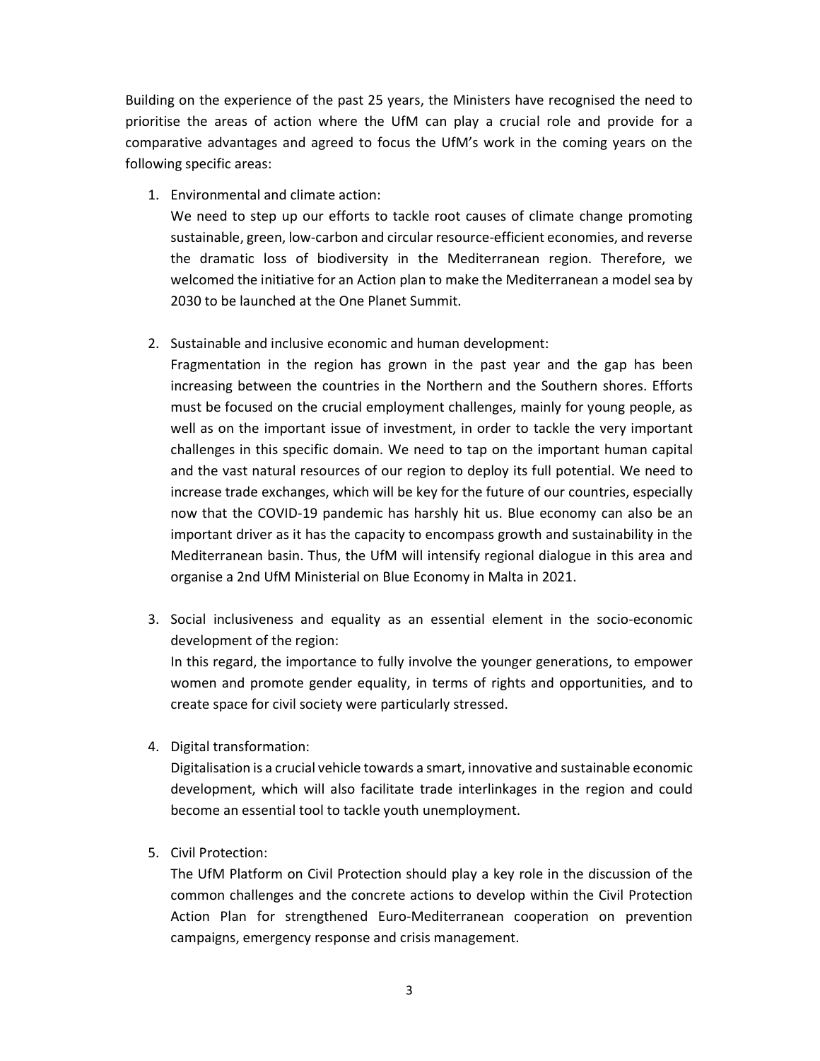Building on the experience of the past 25 years, the Ministers have recognised the need to prioritise the areas of action where the UfM can play a crucial role and provide for a comparative advantages and agreed to focus the UfM's work in the coming years on the following specific areas:

1. Environmental and climate action:
   We need to step up our efforts to tackle root causes of climate change promoting sustainable, green, low-carbon and circular resource-efficient economies, and reverse the dramatic loss of biodiversity in the Mediterranean region. Therefore, we welcomed the initiative for an Action plan to make the Mediterranean a model sea by 2030 to be launched at the One Planet Summit.

2. Sustainable and inclusive economic and human development:
   Fragmentation in the region has grown in the past year and the gap has been increasing between the countries in the Northern and the Southern shores. Efforts must be focused on the crucial employment challenges, mainly for young people, as well as on the important issue of investment, in order to tackle the very important challenges in this specific domain. We need to tap on the important human capital and the vast natural resources of our region to deploy its full potential. We need to increase trade exchanges, which will be key for the future of our countries, especially now that the COVID-19 pandemic has harshly hit us. Blue economy can also be an important driver as it has the capacity to encompass growth and sustainability in the Mediterranean basin. Thus, the UfM will intensify regional dialogue in this area and organise a 2nd UfM Ministerial on Blue Economy in Malta in 2021.

3. Social inclusiveness and equality as an essential element in the socio-economic development of the region:
   In this regard, the importance to fully involve the younger generations, to empower women and promote gender equality, in terms of rights and opportunities, and to create space for civil society were particularly stressed.

4. Digital transformation:
   Digitalisation is a crucial vehicle towards a smart, innovative and sustainable economic development, which will also facilitate trade interlinkages in the region and could become an essential tool to tackle youth unemployment.

5. Civil Protection:
   The UfM Platform on Civil Protection should play a key role in the discussion of the common challenges and the concrete actions to develop within the Civil Protection Action Plan for strengthened Euro-Mediterranean cooperation on prevention campaigns, emergency response and crisis management.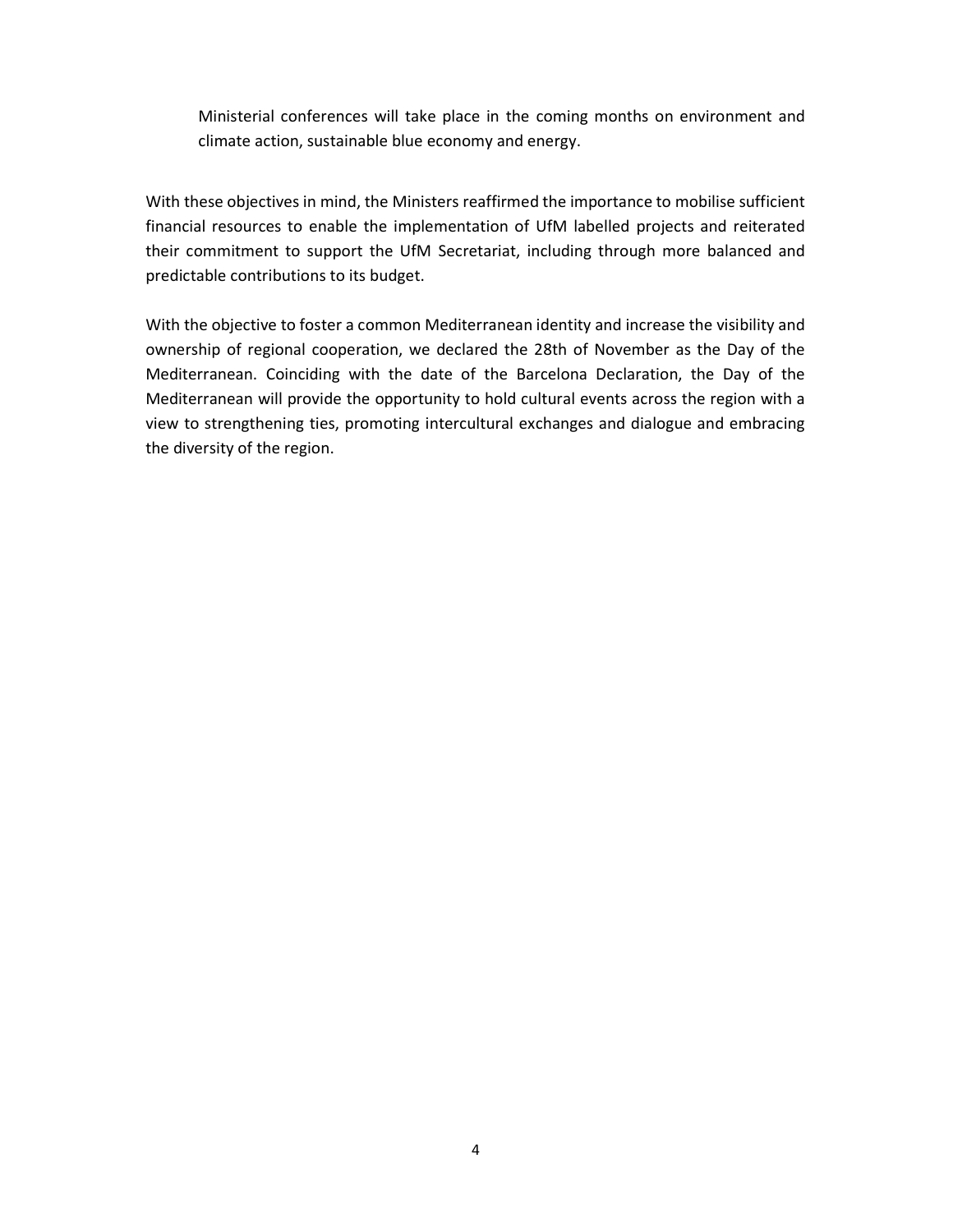Ministerial conferences will take place in the coming months on environment and climate action, sustainable blue economy and energy.

With these objectives in mind, the Ministers reaffirmed the importance to mobilise sufficient financial resources to enable the implementation of UfM labelled projects and reiterated their commitment to support the UfM Secretariat, including through more balanced and predictable contributions to its budget.

With the objective to foster a common Mediterranean identity and increase the visibility and ownership of regional cooperation, we declared the 28th of November as the Day of the Mediterranean. Coinciding with the date of the Barcelona Declaration, the Day of the Mediterranean will provide the opportunity to hold cultural events across the region with a view to strengthening ties, promoting intercultural exchanges and dialogue and embracing the diversity of the region.